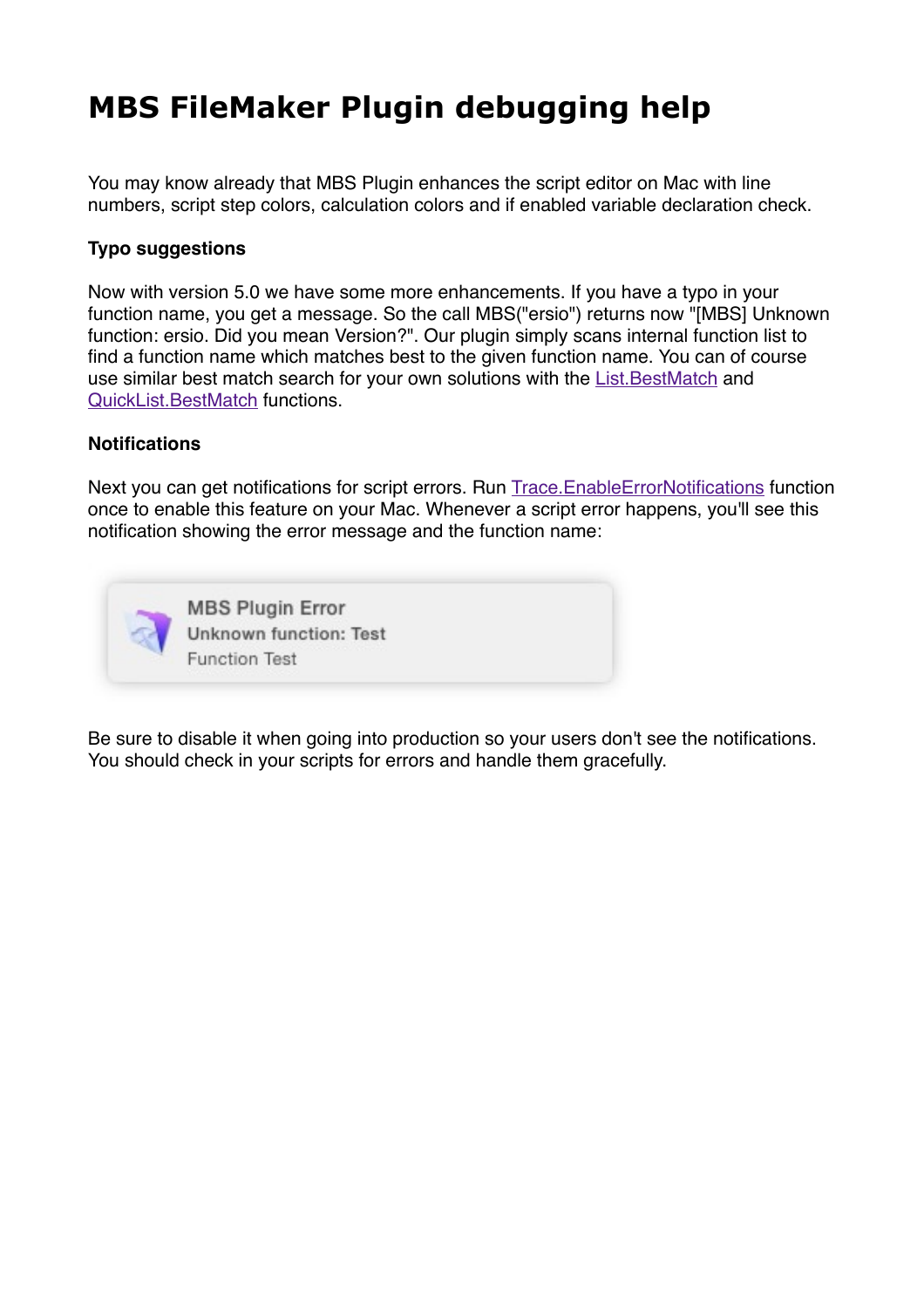# MBS FileMaker Plugin debugging help

You may know already that MBS Plugin enhances the script editor on Mac with line numbers, script step colors, calculation colors and if enabled variable declaration check.

### Typo suggestions

Now with version 5.0 we have some more enhancements. If you have a typo in your function name, you get a message. So the call MBS("ersio") returns now "[MBS] Unknown function: ersio. Did you mean Version?". Our plugin simply scans internal function list to find a function name which matches best to the given function name. You can of course use similar best match search for your own solutions with the List.BestMatch and QuickList.BestMatch functions.

### Notifications

Next you can get notifications for script errors. Run Trace.EnableErrorNotifications function once to enable this feature on your Mac. Whenever a script error happens, you'll see this notification showing the error message and the function name:

MBS Plugin Error
Unknown function: Test
Function Test

Be sure to disable it when going into production so your users don't see the notifications. You should check in your scripts for errors and handle them gracefully.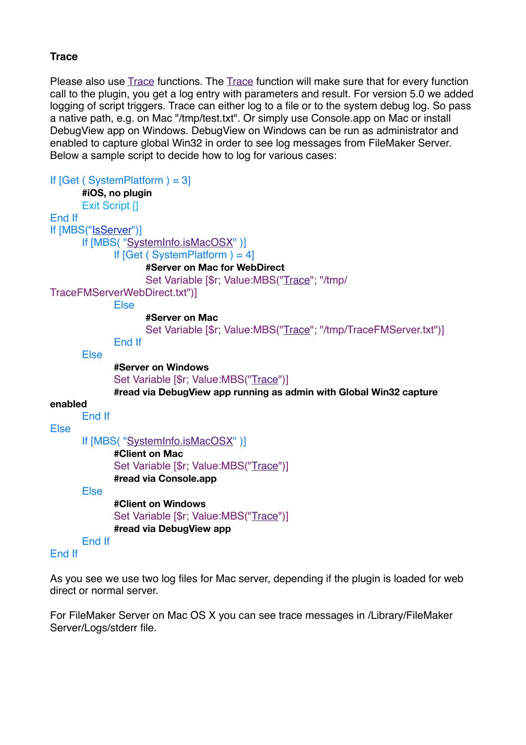**Trace**

Please also use Trace functions. The Trace function will make sure that for every function call to the plugin, you get a log entry with parameters and result. For version 5.0 we added logging of script triggers. Trace can either log to a file or to the system debug log. So pass a native path, e.g. on Mac "/tmp/test.txt". Or simply use Console.app on Mac or install DebugView app on Windows. DebugView on Windows can be run as administrator and enabled to capture global Win32 in order to see log messages from FileMaker Server. Below a sample script to decide how to log for various cases:

```
If [Get ( SystemPlatform ) = 3]
	#iOS, no plugin
	Exit Script []
End If
If [MBS("IsServer")]
	If [MBS( "SystemInfo.isMacOSX" )]
		If [Get ( SystemPlatform ) = 4]
			#Server on Mac for WebDirect
			Set Variable [$r; Value:MBS("Trace"; "/tmp/TraceFMServerWebDirect.txt")]
		Else
			#Server on Mac
			Set Variable [$r; Value:MBS("Trace"; "/tmp/TraceFMServer.txt")]
		End If
	Else
		#Server on Windows
		Set Variable [$r; Value:MBS("Trace")]
		#read via DebugView app running as admin with Global Win32 capture enabled
	End If
Else
	If [MBS( "SystemInfo.isMacOSX" )]
		#Client on Mac
		Set Variable [$r; Value:MBS("Trace")]
		#read via Console.app
	Else
		#Client on Windows
		Set Variable [$r; Value:MBS("Trace")]
		#read via DebugView app
	End If
End If
```

As you see we use two log files for Mac server, depending if the plugin is loaded for web direct or normal server.

For FileMaker Server on Mac OS X you can see trace messages in /Library/FileMaker Server/Logs/stderr file.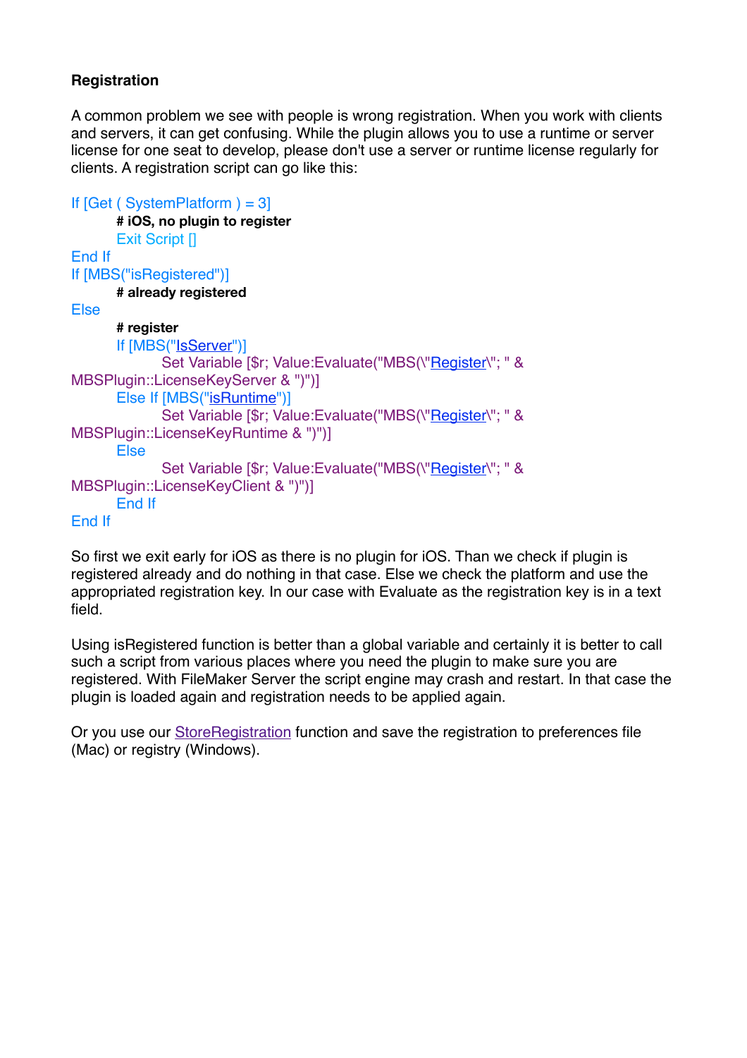**Registration**

A common problem we see with people is wrong registration. When you work with clients and servers, it can get confusing. While the plugin allows you to use a runtime or server license for one seat to develop, please don't use a server or runtime license regularly for clients. A registration script can go like this:

```
If [Get ( SystemPlatform ) = 3]
	# iOS, no plugin to register
	Exit Script []
End If
If [MBS("isRegistered")]
	# already registered
Else
	# register
	If [MBS("IsServer")]
		Set Variable [$r; Value:Evaluate("MBS(\"Register\"; " & MBSPlugin::LicenseKeyServer & ")")]
	Else If [MBS("isRuntime")]
		Set Variable [$r; Value:Evaluate("MBS(\"Register\"; " & MBSPlugin::LicenseKeyRuntime & ")")]
	Else
		Set Variable [$r; Value:Evaluate("MBS(\"Register\"; " & MBSPlugin::LicenseKeyClient & ")")]
	End If
End If
```

So first we exit early for iOS as there is no plugin for iOS. Than we check if plugin is registered already and do nothing in that case. Else we check the platform and use the appropriated registration key. In our case with Evaluate as the registration key is in a text field.

Using isRegistered function is better than a global variable and certainly it is better to call such a script from various places where you need the plugin to make sure you are registered. With FileMaker Server the script engine may crash and restart. In that case the plugin is loaded again and registration needs to be applied again.

Or you use our StoreRegistration function and save the registration to preferences file (Mac) or registry (Windows).